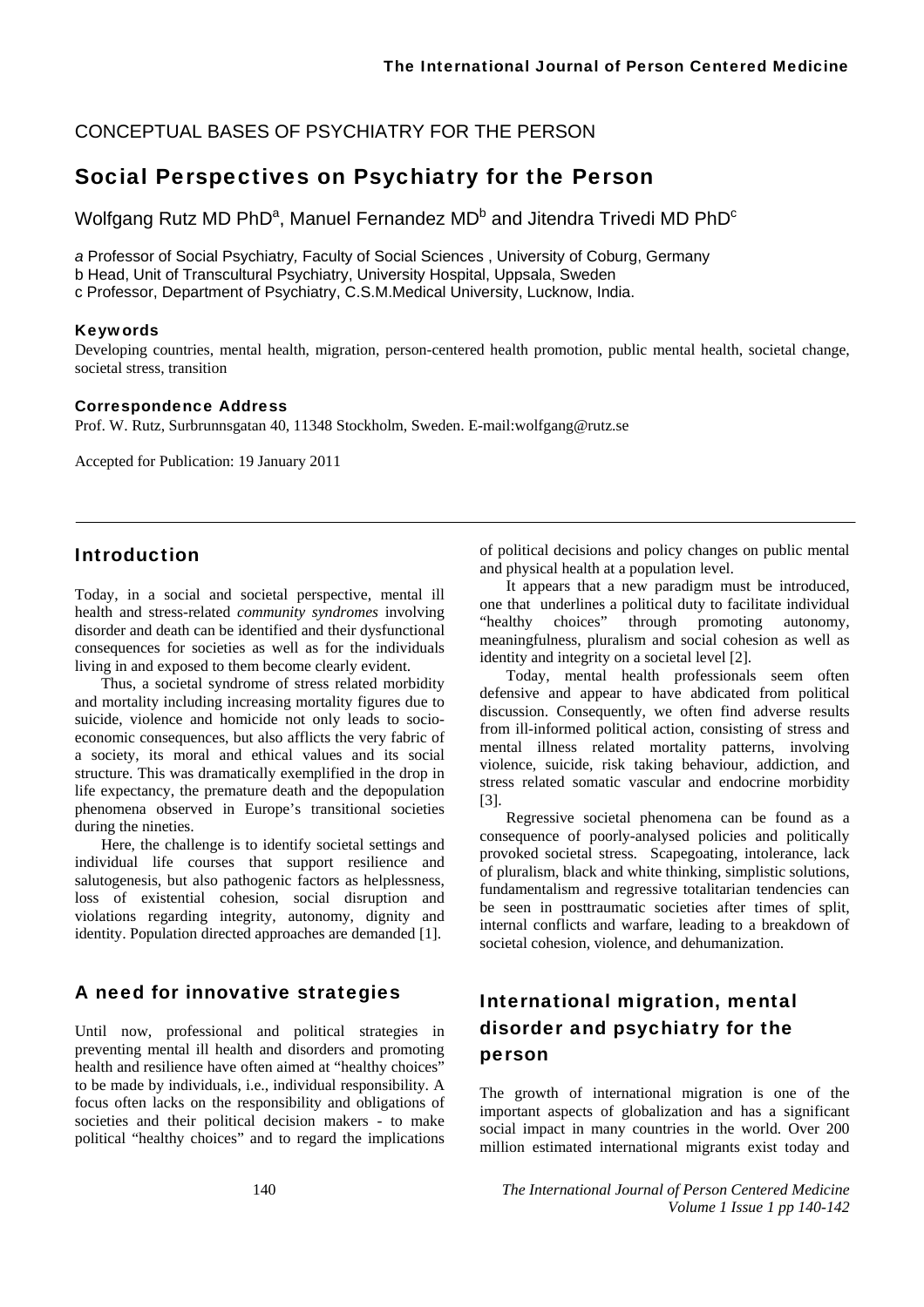CONCEPTUAL BASES OF PSYCHIATRY FOR THE PERSON

# Social Perspectives on Psychiatry for the Person

Wolfgang Rutz MD PhD[a], Manuel Fernandez MD[b] and Jitendra Trivedi MD PhD[c]

*a* Professor of Social Psychiatry*,* Faculty of Social Sciences , University of Coburg, Germany
b Head, Unit of Transcultural Psychiatry, University Hospital, Uppsala, Sweden
c Professor, Department of Psychiatry, C.S.M.Medical University, Lucknow, India.

#### Keywords

Developing countries, mental health, migration, person-centered health promotion, public mental health, societal change, societal stress, transition

#### Correspondence Address

Prof. W. Rutz, Surbrunnsgatan 40, 11348 Stockholm, Sweden. E-mail:wolfgang@rutz.se

Accepted for Publication: 19 January 2011

## Introduction

Today, in a social and societal perspective, mental ill health and stress-related *community syndromes* involving disorder and death can be identified and their dysfunctional consequences for societies as well as for the individuals living in and exposed to them become clearly evident.

Thus, a societal syndrome of stress related morbidity and mortality including increasing mortality figures due to suicide, violence and homicide not only leads to socio-economic consequences, but also afflicts the very fabric of a society, its moral and ethical values and its social structure. This was dramatically exemplified in the drop in life expectancy, the premature death and the depopulation phenomena observed in Europe's transitional societies during the nineties.

Here, the challenge is to identify societal settings and individual life courses that support resilience and salutogenesis, but also pathogenic factors as helplessness, loss of existential cohesion, social disruption and violations regarding integrity, autonomy, dignity and identity. Population directed approaches are demanded [1].

## A need for innovative strategies

Until now, professional and political strategies in preventing mental ill health and disorders and promoting health and resilience have often aimed at "healthy choices" to be made by individuals, i.e., individual responsibility. A focus often lacks on the responsibility and obligations of societies and their political decision makers - to make political "healthy choices" and to regard the implications of political decisions and policy changes on public mental and physical health at a population level.

It appears that a new paradigm must be introduced, one that underlines a political duty to facilitate individual "healthy choices" through promoting autonomy, meaningfulness, pluralism and social cohesion as well as identity and integrity on a societal level [2].

Today, mental health professionals seem often defensive and appear to have abdicated from political discussion. Consequently, we often find adverse results from ill-informed political action, consisting of stress and mental illness related mortality patterns, involving violence, suicide, risk taking behaviour, addiction, and stress related somatic vascular and endocrine morbidity [3].

Regressive societal phenomena can be found as a consequence of poorly-analysed policies and politically provoked societal stress. Scapegoating, intolerance, lack of pluralism, black and white thinking, simplistic solutions, fundamentalism and regressive totalitarian tendencies can be seen in posttraumatic societies after times of split, internal conflicts and warfare, leading to a breakdown of societal cohesion, violence, and dehumanization.

## International migration, mental disorder and psychiatry for the person

The growth of international migration is one of the important aspects of globalization and has a significant social impact in many countries in the world. Over 200 million estimated international migrants exist today and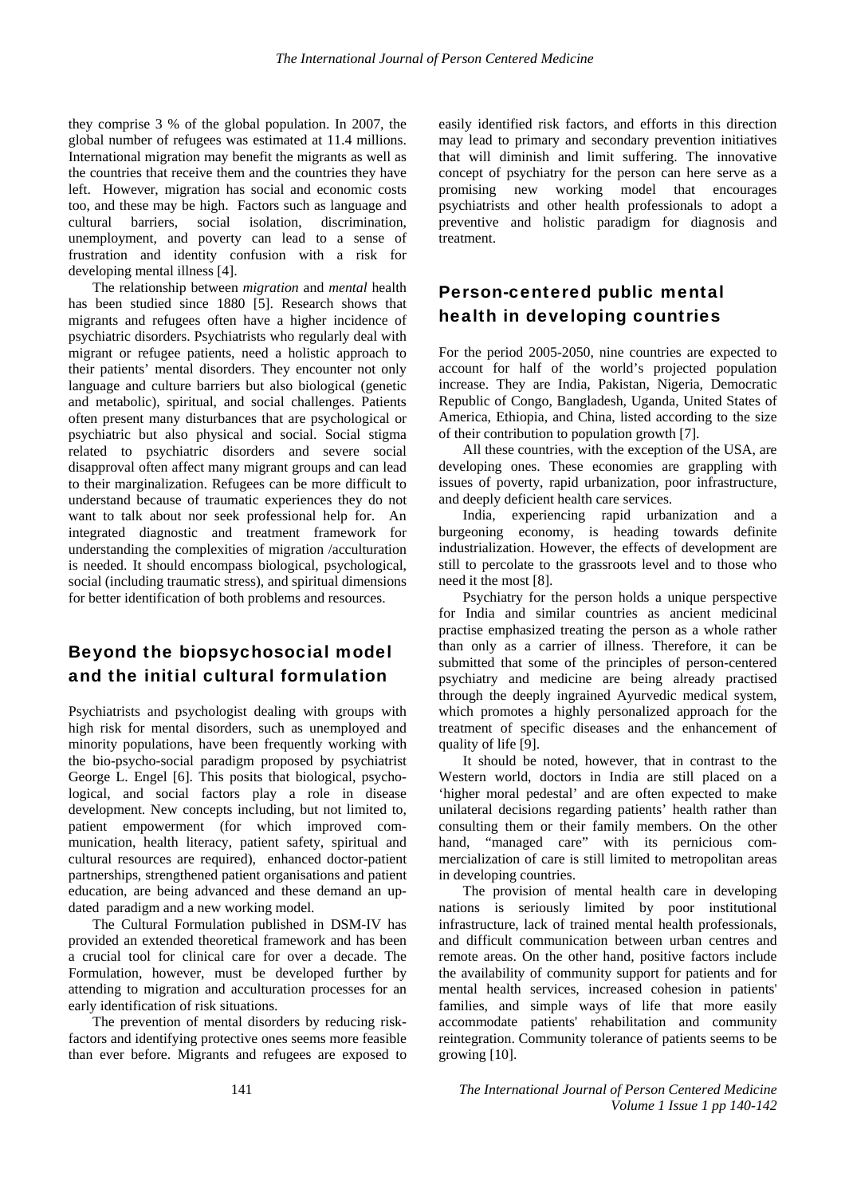they comprise 3 % of the global population. In 2007, the global number of refugees was estimated at 11.4 millions. International migration may benefit the migrants as well as the countries that receive them and the countries they have left. However, migration has social and economic costs too, and these may be high. Factors such as language and cultural barriers, social isolation, discrimination, unemployment, and poverty can lead to a sense of frustration and identity confusion with a risk for developing mental illness [4].

The relationship between *migration* and *mental* health has been studied since 1880 [5]. Research shows that migrants and refugees often have a higher incidence of psychiatric disorders. Psychiatrists who regularly deal with migrant or refugee patients, need a holistic approach to their patients' mental disorders. They encounter not only language and culture barriers but also biological (genetic and metabolic), spiritual, and social challenges. Patients often present many disturbances that are psychological or psychiatric but also physical and social. Social stigma related to psychiatric disorders and severe social disapproval often affect many migrant groups and can lead to their marginalization. Refugees can be more difficult to understand because of traumatic experiences they do not want to talk about nor seek professional help for. An integrated diagnostic and treatment framework for understanding the complexities of migration /acculturation is needed. It should encompass biological, psychological, social (including traumatic stress), and spiritual dimensions for better identification of both problems and resources.

## Beyond the biopsychosocial model and the initial cultural formulation

Psychiatrists and psychologist dealing with groups with high risk for mental disorders, such as unemployed and minority populations, have been frequently working with the bio-psycho-social paradigm proposed by psychiatrist George L. Engel [6]. This posits that biological, psychological, and social factors play a role in disease development. New concepts including, but not limited to, patient empowerment (for which improved communication, health literacy, patient safety, spiritual and cultural resources are required), enhanced doctor-patient partnerships, strengthened patient organisations and patient education, are being advanced and these demand an updated paradigm and a new working model.

The Cultural Formulation published in DSM-IV has provided an extended theoretical framework and has been a crucial tool for clinical care for over a decade. The Formulation, however, must be developed further by attending to migration and acculturation processes for an early identification of risk situations.

The prevention of mental disorders by reducing risk-factors and identifying protective ones seems more feasible than ever before. Migrants and refugees are exposed to easily identified risk factors, and efforts in this direction may lead to primary and secondary prevention initiatives that will diminish and limit suffering. The innovative concept of psychiatry for the person can here serve as a promising new working model that encourages psychiatrists and other health professionals to adopt a preventive and holistic paradigm for diagnosis and treatment.

## Person-centered public mental health in developing countries

For the period 2005-2050, nine countries are expected to account for half of the world's projected population increase. They are India, Pakistan, Nigeria, Democratic Republic of Congo, Bangladesh, Uganda, United States of America, Ethiopia, and China, listed according to the size of their contribution to population growth [7].

All these countries, with the exception of the USA, are developing ones. These economies are grappling with issues of poverty, rapid urbanization, poor infrastructure, and deeply deficient health care services.

India, experiencing rapid urbanization and a burgeoning economy, is heading towards definite industrialization. However, the effects of development are still to percolate to the grassroots level and to those who need it the most [8].

Psychiatry for the person holds a unique perspective for India and similar countries as ancient medicinal practise emphasized treating the person as a whole rather than only as a carrier of illness. Therefore, it can be submitted that some of the principles of person-centered psychiatry and medicine are being already practised through the deeply ingrained Ayurvedic medical system, which promotes a highly personalized approach for the treatment of specific diseases and the enhancement of quality of life [9].

It should be noted, however, that in contrast to the Western world, doctors in India are still placed on a 'higher moral pedestal' and are often expected to make unilateral decisions regarding patients' health rather than consulting them or their family members. On the other hand, "managed care" with its pernicious commercialization of care is still limited to metropolitan areas in developing countries.

The provision of mental health care in developing nations is seriously limited by poor institutional infrastructure, lack of trained mental health professionals, and difficult communication between urban centres and remote areas. On the other hand, positive factors include the availability of community support for patients and for mental health services, increased cohesion in patients' families, and simple ways of life that more easily accommodate patients' rehabilitation and community reintegration. Community tolerance of patients seems to be growing [10].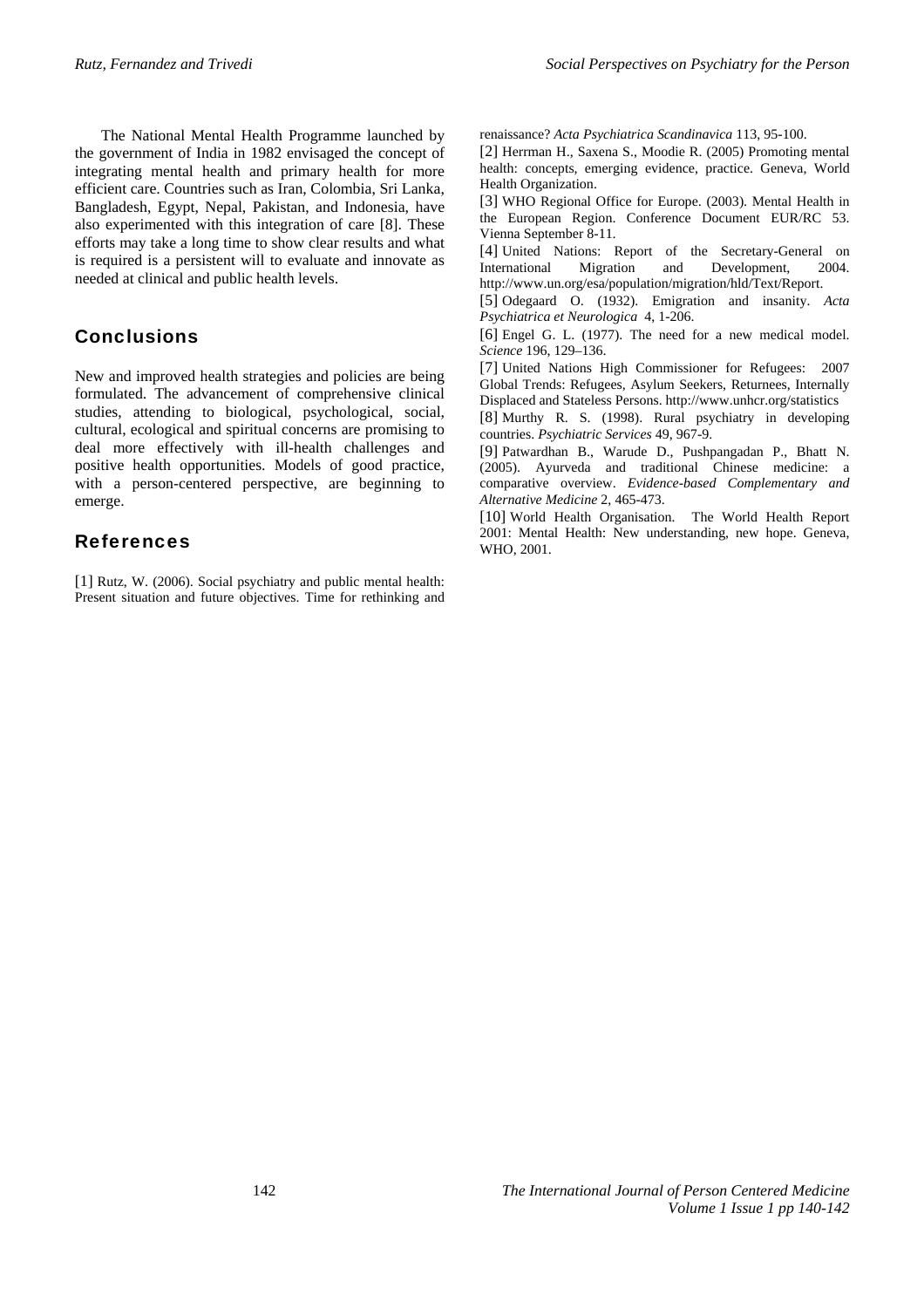The National Mental Health Programme launched by the government of India in 1982 envisaged the concept of integrating mental health and primary health for more efficient care. Countries such as Iran, Colombia, Sri Lanka, Bangladesh, Egypt, Nepal, Pakistan, and Indonesia, have also experimented with this integration of care [8]. These efforts may take a long time to show clear results and what is required is a persistent will to evaluate and innovate as needed at clinical and public health levels.

## Conclusions

New and improved health strategies and policies are being formulated. The advancement of comprehensive clinical studies, attending to biological, psychological, social, cultural, ecological and spiritual concerns are promising to deal more effectively with ill-health challenges and positive health opportunities. Models of good practice, with a person-centered perspective, are beginning to emerge.

## References

[1] Rutz, W. (2006). Social psychiatry and public mental health: Present situation and future objectives. Time for rethinking and renaissance? *Acta Psychiatrica Scandinavica* 113, 95-100.

[2] Herrman H., Saxena S., Moodie R. (2005) Promoting mental health: concepts, emerging evidence, practice. Geneva, World Health Organization.

[3] WHO Regional Office for Europe. (2003). Mental Health in the European Region. Conference Document EUR/RC 53. Vienna September 8-11.

[4] United Nations: Report of the Secretary-General on International Migration and Development, 2004. http://www.un.org/esa/population/migration/hld/Text/Report.

[5] Odegaard O. (1932). Emigration and insanity. *Acta Psychiatrica et Neurologica* 4, 1-206.

[6] Engel G. L. (1977). The need for a new medical model. *Science* 196, 129–136.

[7] United Nations High Commissioner for Refugees: 2007 Global Trends: Refugees, Asylum Seekers, Returnees, Internally Displaced and Stateless Persons. http://www.unhcr.org/statistics

[8] Murthy R. S. (1998). Rural psychiatry in developing countries. *Psychiatric Services* 49, 967-9.

[9] Patwardhan B., Warude D., Pushpangadan P., Bhatt N. (2005). Ayurveda and traditional Chinese medicine: a comparative overview. *Evidence-based Complementary and Alternative Medicine* 2, 465-473.

[10] World Health Organisation. The World Health Report 2001: Mental Health: New understanding, new hope. Geneva, WHO, 2001.